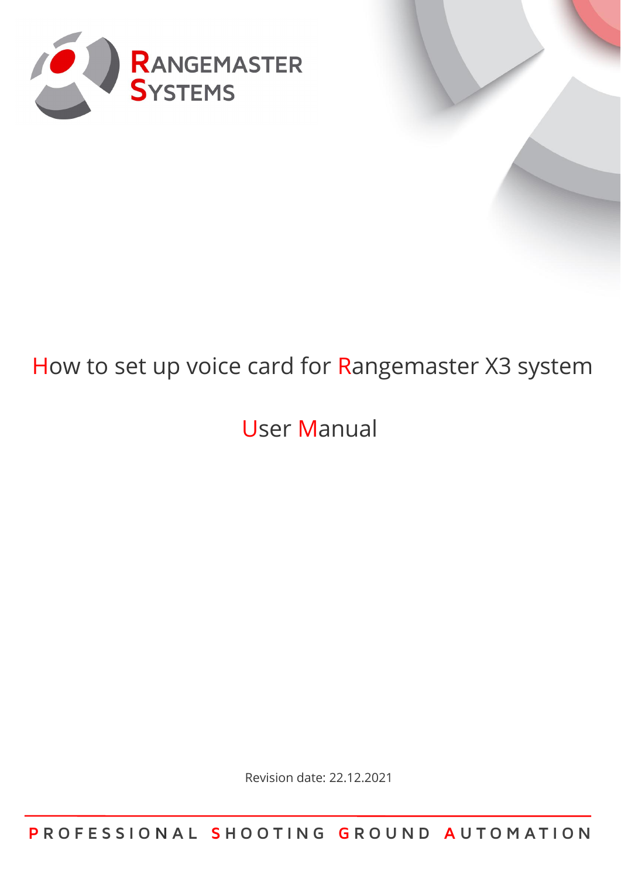RANGEMASTER SYSTEMS

# How to set up voice card for Rangemaster X3 system

## User Manual

Revision date: 22.12.2021

PROFESSIONAL SHOOTING GROUND AUTOMATION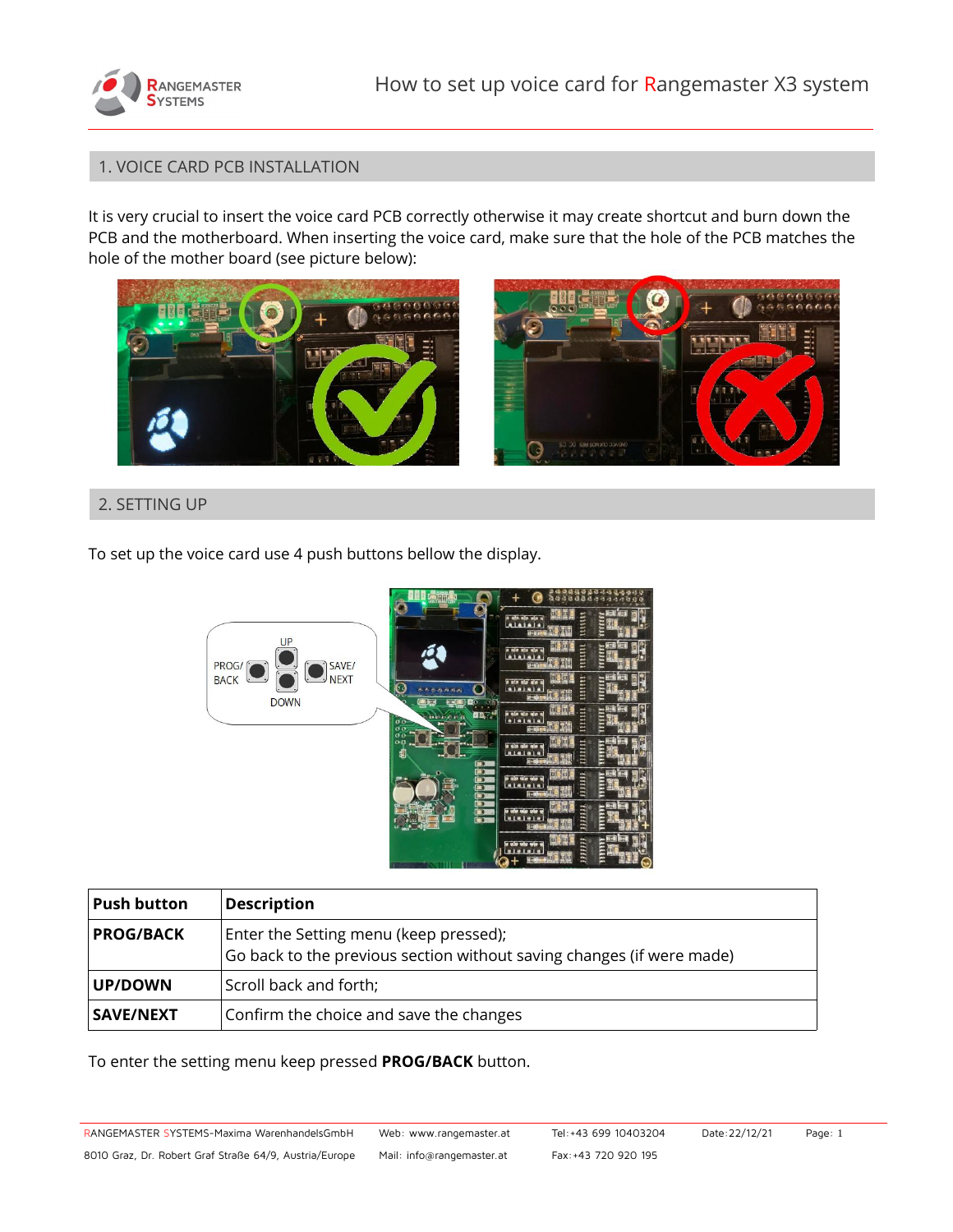## 1. VOICE CARD PCB INSTALLATION

It is very crucial to insert the voice card PCB correctly otherwise it may create shortcut and burn down the PCB and the motherboard. When inserting the voice card, make sure that the hole of the PCB matches the hole of the mother board (see picture below):

## 2. SETTING UP

To set up the voice card use 4 push buttons bellow the display.

| Push button | Description |
| --- | --- |
| **PROG/BACK** | Enter the Setting menu (keep pressed);<br>Go back to the previous section without saving changes (if were made) |
| **UP/DOWN** | Scroll back and forth; |
| **SAVE/NEXT** | Confirm the choice and save the changes |

To enter the setting menu keep pressed **PROG/BACK** button.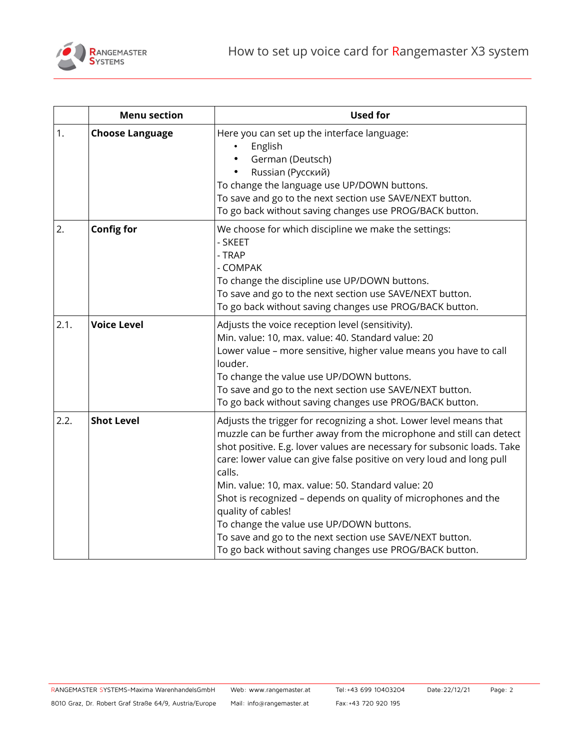| | Menu section | Used for |
|---|---|---|
| 1. | **Choose Language** | Here you can set up the interface language:<br>• English<br>• German (Deutsch)<br>• Russian (Русский)<br>To change the language use UP/DOWN buttons.<br>To save and go to the next section use SAVE/NEXT button.<br>To go back without saving changes use PROG/BACK button. |
| 2. | **Config for** | We choose for which discipline we make the settings:<br>- SKEET<br>- TRAP<br>- COMPAK<br>To change the discipline use UP/DOWN buttons.<br>To save and go to the next section use SAVE/NEXT button.<br>To go back without saving changes use PROG/BACK button. |
| 2.1. | **Voice Level** | Adjusts the voice reception level (sensitivity).<br>Min. value: 10, max. value: 40. Standard value: 20<br>Lower value – more sensitive, higher value means you have to call louder.<br>To change the value use UP/DOWN buttons.<br>To save and go to the next section use SAVE/NEXT button.<br>To go back without saving changes use PROG/BACK button. |
| 2.2. | **Shot Level** | Adjusts the trigger for recognizing a shot. Lower level means that muzzle can be further away from the microphone and still can detect shot positive. E.g. lover values are necessary for subsonic loads. Take care: lower value can give false positive on very loud and long pull calls.<br>Min. value: 10, max. value: 50. Standard value: 20<br>Shot is recognized – depends on quality of microphones and the quality of cables!<br>To change the value use UP/DOWN buttons.<br>To save and go to the next section use SAVE/NEXT button.<br>To go back without saving changes use PROG/BACK button. |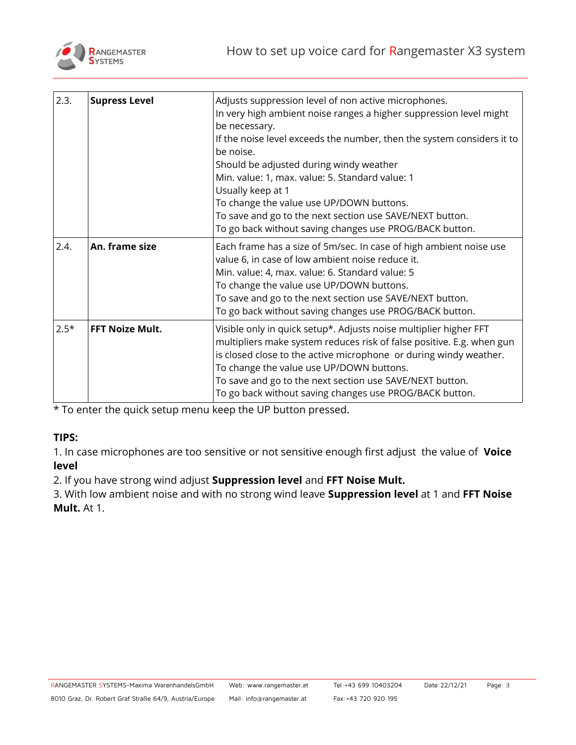| 2.3. | **Supress Level** | Adjusts suppression level of non active microphones.<br>In very high ambient noise ranges a higher suppression level might be necessary.<br>If the noise level exceeds the number, then the system considers it to be noise.<br>Should be adjusted during windy weather<br>Min. value: 1, max. value: 5. Standard value: 1<br>Usually keep at 1<br>To change the value use UP/DOWN buttons.<br>To save and go to the next section use SAVE/NEXT button.<br>To go back without saving changes use PROG/BACK button. |
|---|---|---|
| 2.4. | **An. frame size** | Each frame has a size of 5m/sec. In case of high ambient noise use value 6, in case of low ambient noise reduce it.<br>Min. value: 4, max. value: 6. Standard value: 5<br>To change the value use UP/DOWN buttons.<br>To save and go to the next section use SAVE/NEXT button.<br>To go back without saving changes use PROG/BACK button. |
| 2.5* | **FFT Noize Mult.** | Visible only in quick setup*. Adjusts noise multiplier higher FFT multipliers make system reduces risk of false positive. E.g. when gun is closed close to the active microphone or during windy weather.<br>To change the value use UP/DOWN buttons.<br>To save and go to the next section use SAVE/NEXT button.<br>To go back without saving changes use PROG/BACK button. |

* To enter the quick setup menu keep the UP button pressed.

**TIPS:**

1. In case microphones are too sensitive or not sensitive enough first adjust the value of **Voice level**
2. If you have strong wind adjust **Suppression level** and **FFT Noise Mult.**
3. With low ambient noise and with no strong wind leave **Suppression level** at 1 and **FFT Noise Mult.** At 1.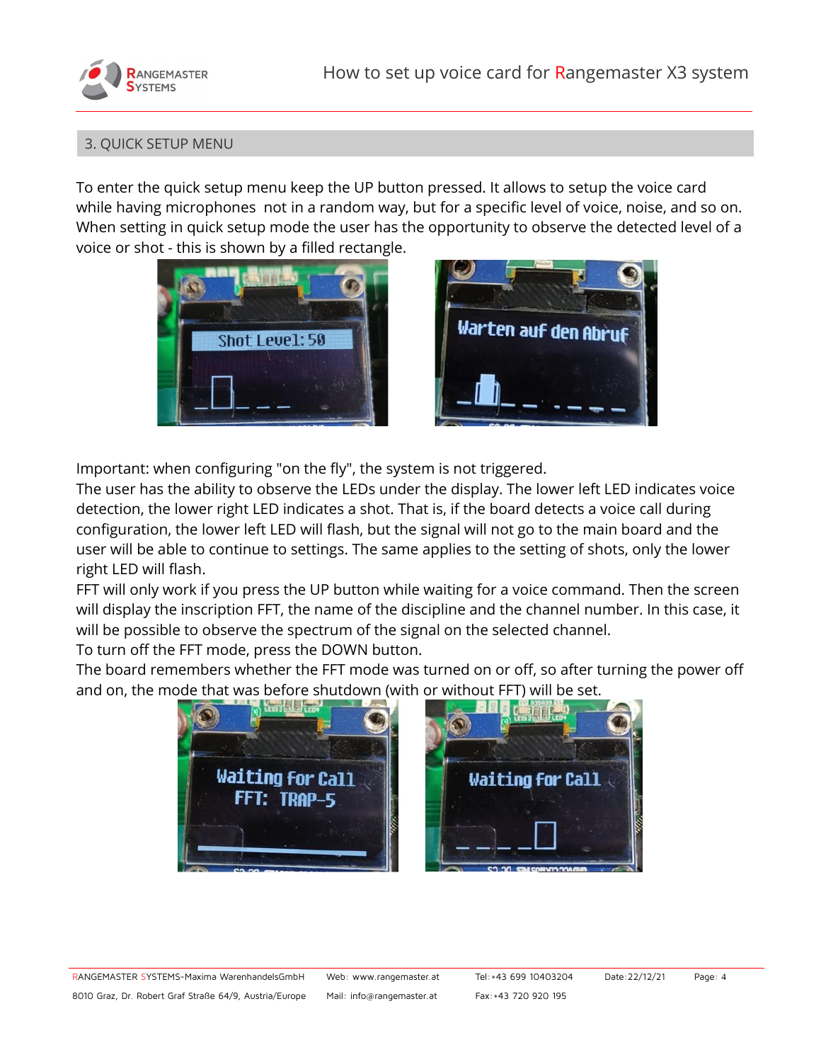## 3. QUICK SETUP MENU

To enter the quick setup menu keep the UP button pressed. It allows to setup the voice card while having microphones not in a random way, but for a specific level of voice, noise, and so on. When setting in quick setup mode the user has the opportunity to observe the detected level of a voice or shot - this is shown by a filled rectangle.

Important: when configuring "on the fly", the system is not triggered.
The user has the ability to observe the LEDs under the display. The lower left LED indicates voice detection, the lower right LED indicates a shot. That is, if the board detects a voice call during configuration, the lower left LED will flash, but the signal will not go to the main board and the user will be able to continue to settings. The same applies to the setting of shots, only the lower right LED will flash.
FFT will only work if you press the UP button while waiting for a voice command. Then the screen will display the inscription FFT, the name of the discipline and the channel number. In this case, it will be possible to observe the spectrum of the signal on the selected channel.
To turn off the FFT mode, press the DOWN button.
The board remembers whether the FFT mode was turned on or off, so after turning the power off and on, the mode that was before shutdown (with or without FFT) will be set.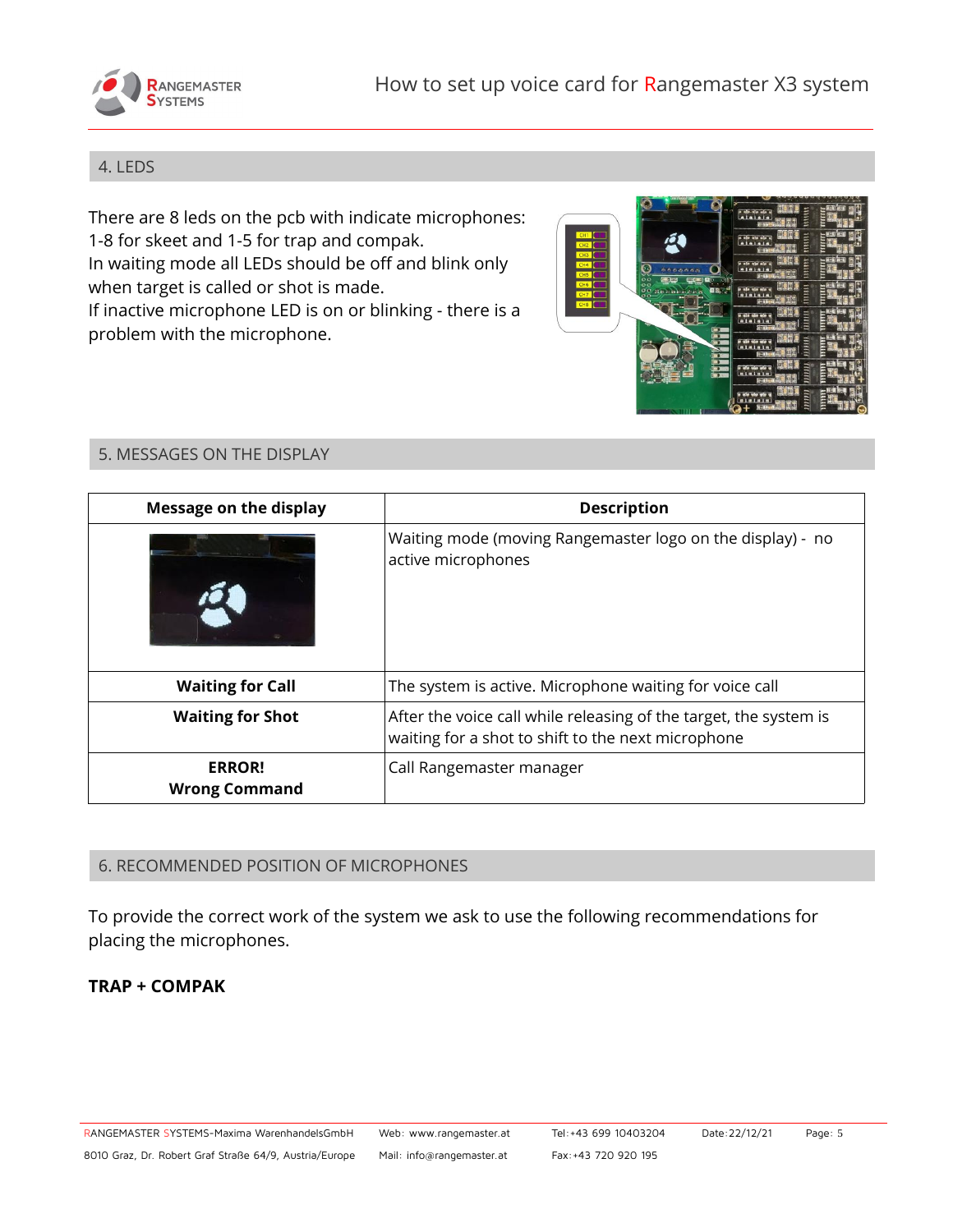## 4. LEDS

There are 8 leds on the pcb with indicate microphones:
1-8 for skeet and 1-5 for trap and compak.
In waiting mode all LEDs should be off and blink only when target is called or shot is made.
If inactive microphone LED is on or blinking - there is a problem with the microphone.

## 5. MESSAGES ON THE DISPLAY

| Message on the display | Description |
|---|---|
| | Waiting mode (moving Rangemaster logo on the display) - no active microphones |
| **Waiting for Call** | The system is active. Microphone waiting for voice call |
| **Waiting for Shot** | After the voice call while releasing of the target, the system is waiting for a shot to shift to the next microphone |
| **ERROR! Wrong Command** | Call Rangemaster manager |

## 6. RECOMMENDED POSITION OF MICROPHONES

To provide the correct work of the system we ask to use the following recommendations for placing the microphones.

**TRAP + COMPAK**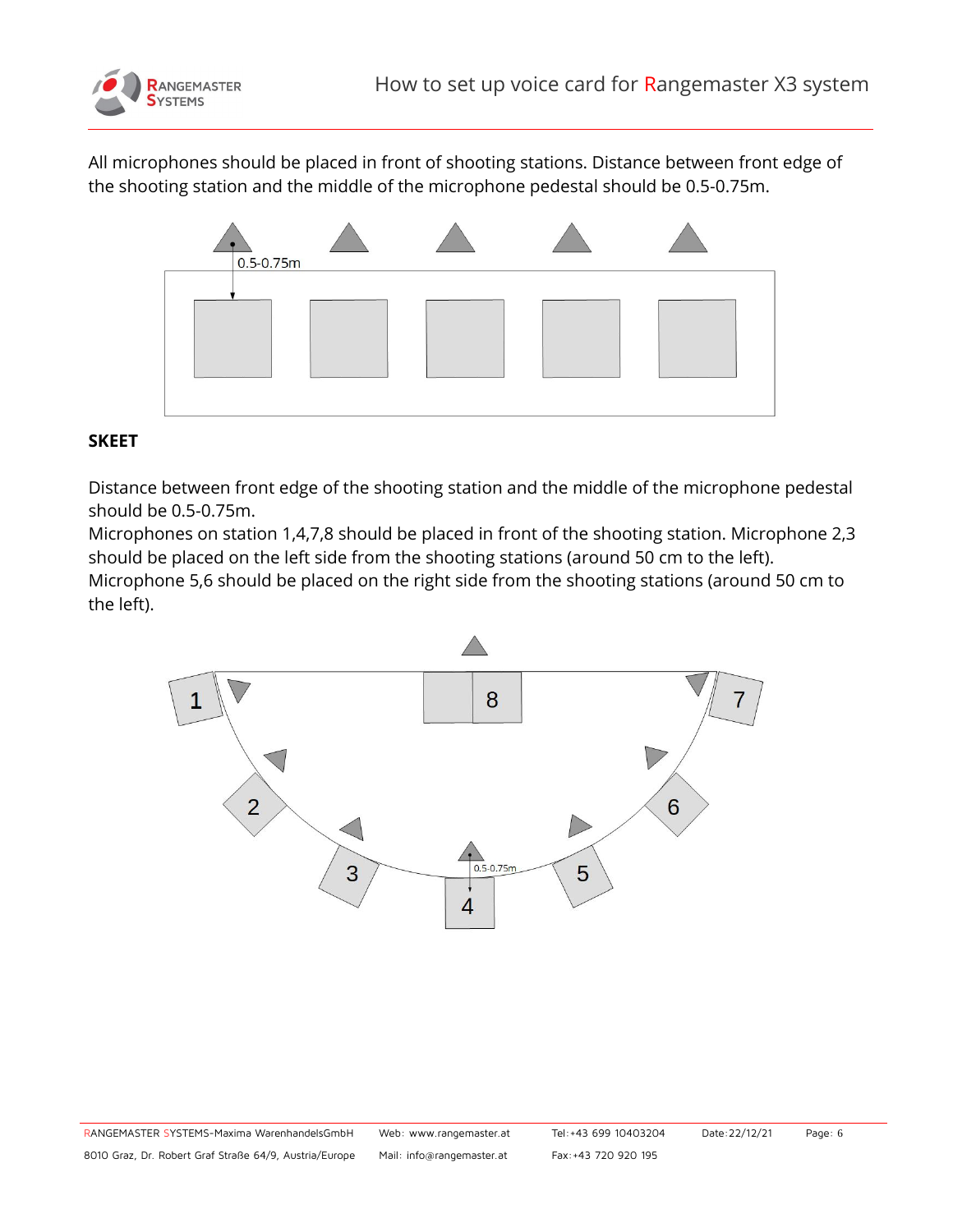All microphones should be placed in front of shooting stations. Distance between front edge of the shooting station and the middle of the microphone pedestal should be 0.5-0.75m.

## SKEET

Distance between front edge of the shooting station and the middle of the microphone pedestal should be 0.5-0.75m.
Microphones on station 1,4,7,8 should be placed in front of the shooting station. Microphone 2,3 should be placed on the left side from the shooting stations (around 50 cm to the left).
Microphone 5,6 should be placed on the right side from the shooting stations (around 50 cm to the left).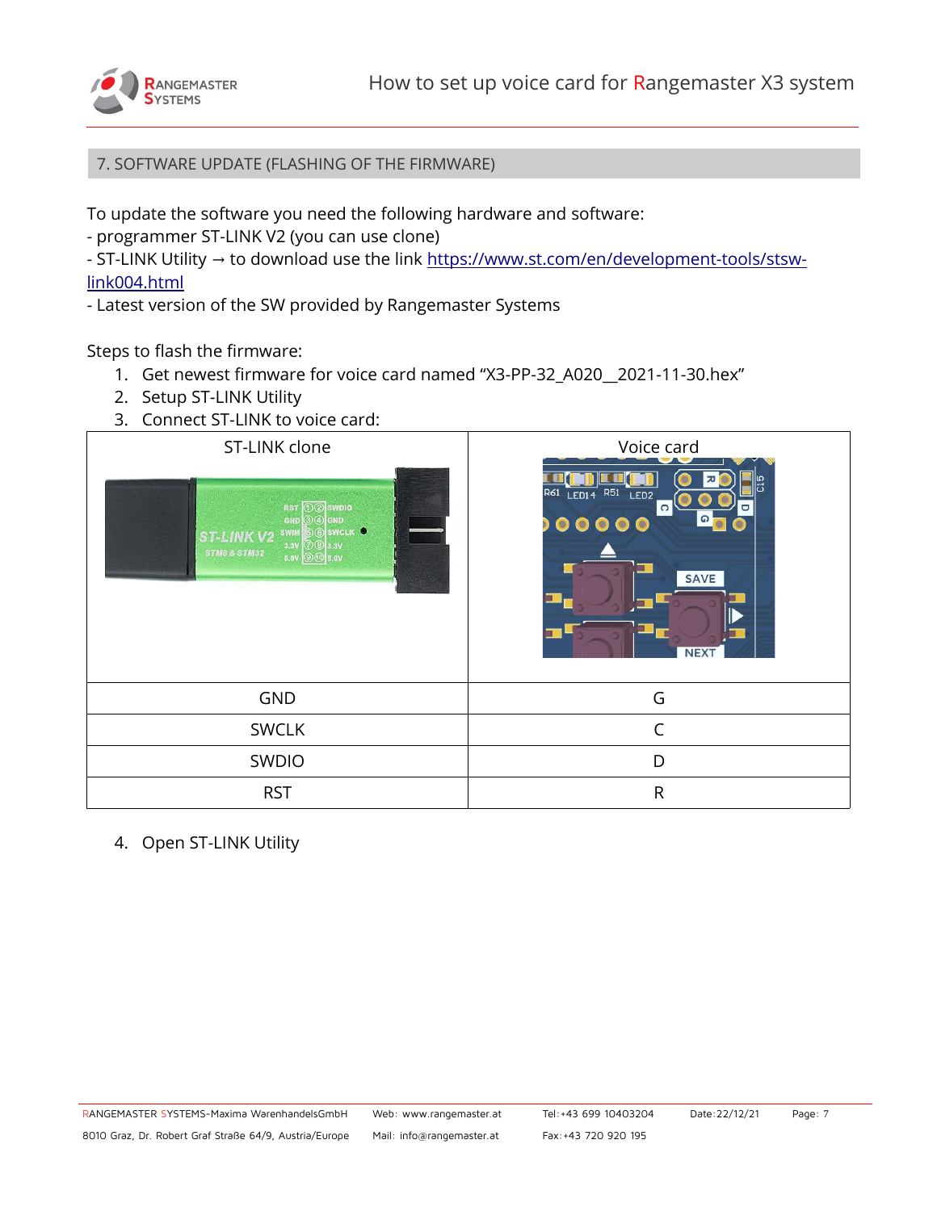## 7. SOFTWARE UPDATE (FLASHING OF THE FIRMWARE)

To update the software you need the following hardware and software:
- programmer ST-LINK V2 (you can use clone)
- ST-LINK Utility → to download use the link [https://www.st.com/en/development-tools/stsw-link004.html](https://www.st.com/en/development-tools/stsw-link004.html)
- Latest version of the SW provided by Rangemaster Systems

Steps to flash the firmware:

1. Get newest firmware for voice card named "X3-PP-32_A020__2021-11-30.hex"
2. Setup ST-LINK Utility
3. Connect ST-LINK to voice card:

| ST-LINK clone | Voice card |
|---|---|
| GND | G |
| SWCLK | C |
| SWDIO | D |
| RST | R |

4. Open ST-LINK Utility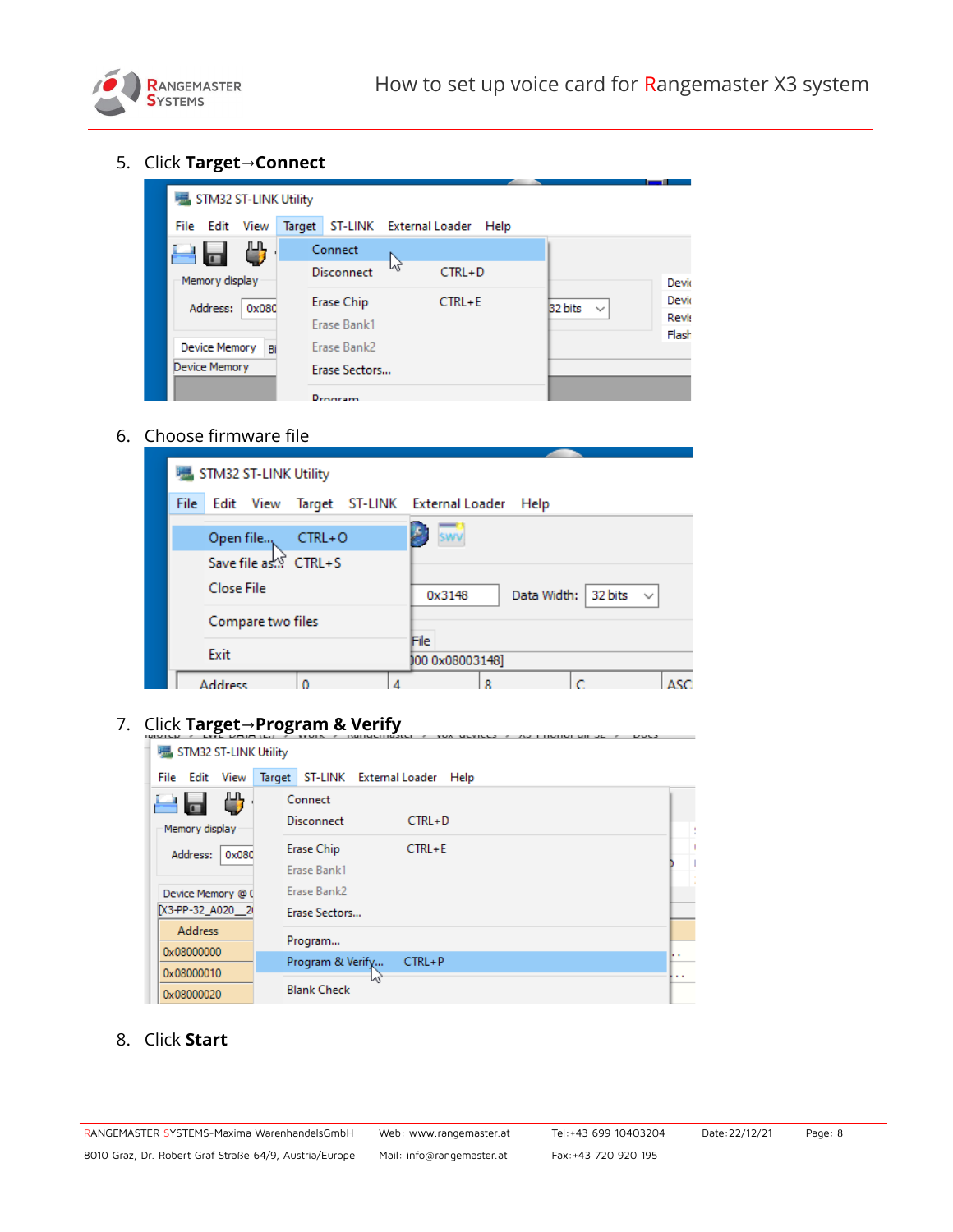5. Click **Target→Connect**

6. Choose firmware file

7. Click **Target→Program & Verify**

8. Click **Start**